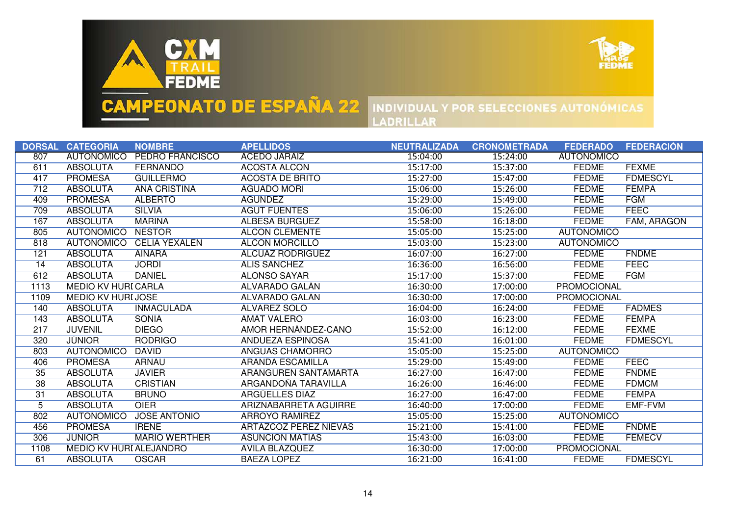# CXM TRAIL FEDME

## CAMPEONATO DE ESPAÑA 22

INDIVIDUAL Y POR SELECCIONES AUTONÓMICAS
LADRILLAR

| DORSAL | CATEGORIA | NOMBRE | APELLIDOS | NEUTRALIZADA | CRONOMETRADA | FEDERADO | FEDERACIÓN |
|---|---|---|---|---|---|---|---|
| 807 | AUTONOMICO | PEDRO FRANCISCO | ACEDO JARAIZ | 15:04:00 | 15:24:00 | AUTONOMICO | |
| 611 | ABSOLUTA | FERNANDO | ACOSTA ALCON | 15:17:00 | 15:37:00 | FEDME | FEXME |
| 417 | PROMESA | GUILLERMO | ACOSTA DE BRITO | 15:27:00 | 15:47:00 | FEDME | FDMESCYL |
| 712 | ABSOLUTA | ANA CRISTINA | AGUADO MORI | 15:06:00 | 15:26:00 | FEDME | FEMPA |
| 409 | PROMESA | ALBERTO | AGUNDEZ | 15:29:00 | 15:49:00 | FEDME | FGM |
| 709 | ABSOLUTA | SILVIA | AGUT FUENTES | 15:06:00 | 15:26:00 | FEDME | FEEC |
| 167 | ABSOLUTA | MARINA | ALBESA BURGUEZ | 15:58:00 | 16:18:00 | FEDME | FAM, ARAGON |
| 805 | AUTONOMICO | NESTOR | ALCON CLEMENTE | 15:05:00 | 15:25:00 | AUTONOMICO | |
| 818 | AUTONOMICO | CELIA YEXALEN | ALCON MORCILLO | 15:03:00 | 15:23:00 | AUTONOMICO | |
| 121 | ABSOLUTA | AINARA | ALCUAZ RODRIGUEZ | 16:07:00 | 16:27:00 | FEDME | FNDME |
| 14 | ABSOLUTA | JORDI | ALIS SANCHEZ | 16:36:00 | 16:56:00 | FEDME | FEEC |
| 612 | ABSOLUTA | DANIEL | ALONSO SAYAR | 15:17:00 | 15:37:00 | FEDME | FGM |
| 1113 | MEDIO KV HURI | CARLA | ALVARADO GALÁN | 16:30:00 | 17:00:00 | PROMOCIONAL | |
| 1109 | MEDIO KV HURI | JOSÉ | ALVARADO GALÁN | 16:30:00 | 17:00:00 | PROMOCIONAL | |
| 140 | ABSOLUTA | INMACULADA | ÁLVAREZ SOLO | 16:04:00 | 16:24:00 | FEDME | FADMES |
| 143 | ABSOLUTA | SONIA | AMAT VALERO | 16:03:00 | 16:23:00 | FEDME | FEMPA |
| 217 | JUVENIL | DIEGO | AMOR HERNÁNDEZ-CANO | 15:52:00 | 16:12:00 | FEDME | FEXME |
| 320 | JÚNIOR | RODRIGO | ANDUEZA ESPINOSA | 15:41:00 | 16:01:00 | FEDME | FDMESCYL |
| 803 | AUTONÓMICO | DAVID | ANGUAS CHAMORRO | 15:05:00 | 15:25:00 | AUTONÓMICO | |
| 406 | PROMESA | ARNAU | ARANDA ESCAMILLA | 15:29:00 | 15:49:00 | FEDME | FEEC |
| 35 | ABSOLUTA | JAVIER | ARANGUREN SANTAMARTA | 16:27:00 | 16:47:00 | FEDME | FNDME |
| 38 | ABSOLUTA | CRISTIAN | ARGANDOÑA TARAVILLA | 16:26:00 | 16:46:00 | FEDME | FDMCM |
| 31 | ABSOLUTA | BRUNO | ARGÜELLES DIAZ | 16:27:00 | 16:47:00 | FEDME | FEMPA |
| 5 | ABSOLUTA | OIER | ARIZNABARRETA AGUIRRE | 16:40:00 | 17:00:00 | FEDME | EMF-FVM |
| 802 | AUTONOMICO | JOSE ANTONIO | ARROYO RAMIREZ | 15:05:00 | 15:25:00 | AUTONOMICO | |
| 456 | PROMESA | IRENE | ARTAZCOZ PEREZ NIEVAS | 15:21:00 | 15:41:00 | FEDME | FNDME |
| 306 | JUNIOR | MARIO WERTHER | ASUNCION MATIAS | 15:43:00 | 16:03:00 | FEDME | FEMECV |
| 1108 | MEDIO KV HURI | ALEJANDRO | AVILA BLAZQUEZ | 16:30:00 | 17:00:00 | PROMOCIONAL | |
| 61 | ABSOLUTA | OSCAR | BAEZA LOPEZ | 16:21:00 | 16:41:00 | FEDME | FDMESCYL |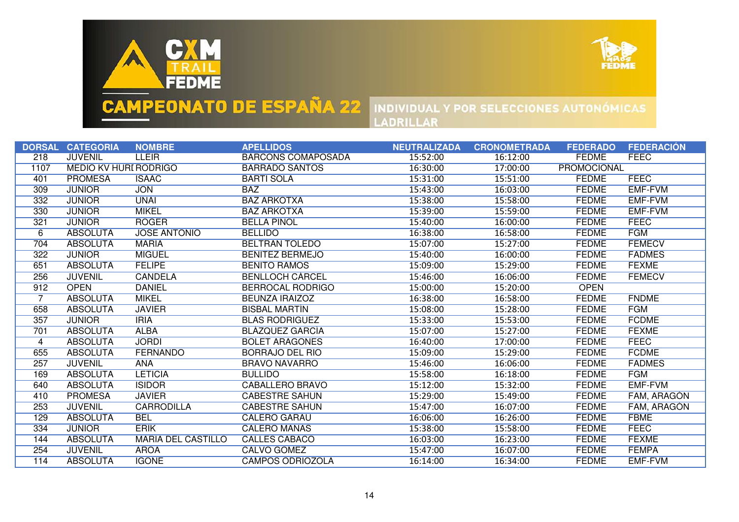# CXM TRAIL FEDME

## CAMPEONATO DE ESPAÑA 22

INDIVIDUAL Y POR SELECCIONES AUTONÓMICAS LADRILLAR

| DORSAL | CATEGORIA | NOMBRE | APELLIDOS | NEUTRALIZADA | CRONOMETRADA | FEDERADO | FEDERACIÓN |
|---|---|---|---|---|---|---|---|
| 218 | JUVENIL | LLEIR | BARCONS COMAPOSADA | 15:52:00 | 16:12:00 | FEDME | FEEC |
| 1107 | MEDIO KV HURI | RODRIGO | BARRADO SANTOS | 16:30:00 | 17:00:00 | PROMOCIONAL | |
| 401 | PROMESA | ISAAC | BARTI SOLA | 15:31:00 | 15:51:00 | FEDME | FEEC |
| 309 | JUNIOR | JON | BAZ | 15:43:00 | 16:03:00 | FEDME | EMF-FVM |
| 332 | JUNIOR | UNAI | BAZ ARKOTXA | 15:38:00 | 15:58:00 | FEDME | EMF-FVM |
| 330 | JUNIOR | MIKEL | BAZ ARKOTXA | 15:39:00 | 15:59:00 | FEDME | EMF-FVM |
| 321 | JUNIOR | ROGER | BELLA PINOL | 15:40:00 | 16:00:00 | FEDME | FEEC |
| 6 | ABSOLUTA | JOSE ANTONIO | BELLIDO | 16:38:00 | 16:58:00 | FEDME | FGM |
| 704 | ABSOLUTA | MARIA | BELTRAN TOLEDO | 15:07:00 | 15:27:00 | FEDME | FEMECV |
| 322 | JUNIOR | MIGUEL | BENITEZ BERMEJO | 15:40:00 | 16:00:00 | FEDME | FADMES |
| 651 | ABSOLUTA | FELIPE | BENITO RAMOS | 15:09:00 | 15:29:00 | FEDME | FEXME |
| 256 | JUVENIL | CANDELA | BENLLOCH CÁRCEL | 15:46:00 | 16:06:00 | FEDME | FEMECV |
| 912 | OPEN | DANIEL | BERROCAL RODRIGO | 15:00:00 | 15:20:00 | OPEN | |
| 7 | ABSOLUTA | MIKEL | BEUNZA IRAIZOZ | 16:38:00 | 16:58:00 | FEDME | FNDME |
| 658 | ABSOLUTA | JAVIER | BISBAL MARTÍN | 15:08:00 | 15:28:00 | FEDME | FGM |
| 357 | JUNIOR | IRIA | BLAS RODRIGUEZ | 15:33:00 | 15:53:00 | FEDME | FCDME |
| 701 | ABSOLUTA | ALBA | BLÁZQUEZ GARCÍA | 15:07:00 | 15:27:00 | FEDME | FEXME |
| 4 | ABSOLUTA | JORDI | BOLET ARAGONES | 16:40:00 | 17:00:00 | FEDME | FEEC |
| 655 | ABSOLUTA | FERNANDO | BORRAJO DEL RIO | 15:09:00 | 15:29:00 | FEDME | FCDME |
| 257 | JUVENIL | ANA | BRAVO NAVARRO | 15:46:00 | 16:06:00 | FEDME | FADMES |
| 169 | ABSOLUTA | LETICIA | BULLIDO | 15:58:00 | 16:18:00 | FEDME | FGM |
| 640 | ABSOLUTA | ISIDOR | CABALLERO BRAVO | 15:12:00 | 15:32:00 | FEDME | EMF-FVM |
| 410 | PROMESA | JAVIER | CABESTRE SAHUN | 15:29:00 | 15:49:00 | FEDME | FAM, ARAGÓN |
| 253 | JUVENIL | CARRODILLA | CABESTRE SAHUN | 15:47:00 | 16:07:00 | FEDME | FAM, ARAGÓN |
| 129 | ABSOLUTA | BEL | CALERO GARAU | 16:06:00 | 16:26:00 | FEDME | FBME |
| 334 | JUNIOR | ERIK | CALERO MANAS | 15:38:00 | 15:58:00 | FEDME | FEEC |
| 144 | ABSOLUTA | MARIA DEL CASTILLO | CALLES CABACO | 16:03:00 | 16:23:00 | FEDME | FEXME |
| 254 | JUVENIL | AROA | CALVO GOMEZ | 15:47:00 | 16:07:00 | FEDME | FEMPA |
| 114 | ABSOLUTA | IGONE | CAMPOS ODRIOZOLA | 16:14:00 | 16:34:00 | FEDME | EMF-FVM |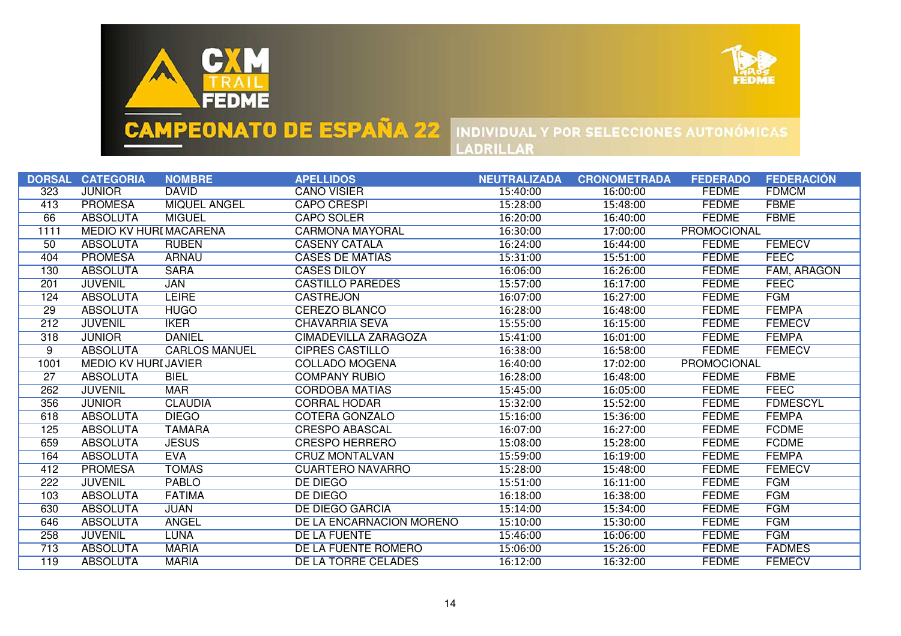# CAMPEONATO DE ESPAÑA 22

INDIVIDUAL Y POR SELECCIONES AUTONÓMICAS
LADRILLAR

| DORSAL | CATEGORIA | NOMBRE | APELLIDOS | NEUTRALIZADA | CRONOMETRADA | FEDERADO | FEDERACIÓN |
|---|---|---|---|---|---|---|---|
| 323 | JUNIOR | DAVID | CANO VISIER | 15:40:00 | 16:00:00 | FEDME | FDMCM |
| 413 | PROMESA | MIQUEL ANGEL | CAPO CRESPI | 15:28:00 | 15:48:00 | FEDME | FBME |
| 66 | ABSOLUTA | MIGUEL | CAPO SOLER | 16:20:00 | 16:40:00 | FEDME | FBME |
| 1111 | MEDIO KV HURI | MACARENA | CARMONA MAYORAL | 16:30:00 | 17:00:00 | PROMOCIONAL | |
| 50 | ABSOLUTA | RUBEN | CASENY CATALA | 16:24:00 | 16:44:00 | FEDME | FEMECV |
| 404 | PROMESA | ARNAU | CASES DE MATIAS | 15:31:00 | 15:51:00 | FEDME | FEEC |
| 130 | ABSOLUTA | SARA | CASES DILOY | 16:06:00 | 16:26:00 | FEDME | FAM, ARAGON |
| 201 | JUVENIL | JAN | CASTILLO PAREDES | 15:57:00 | 16:17:00 | FEDME | FEEC |
| 124 | ABSOLUTA | LEIRE | CASTREJON | 16:07:00 | 16:27:00 | FEDME | FGM |
| 29 | ABSOLUTA | HUGO | CEREZO BLANCO | 16:28:00 | 16:48:00 | FEDME | FEMPA |
| 212 | JUVENIL | IKER | CHAVARRIA SEVA | 15:55:00 | 16:15:00 | FEDME | FEMECV |
| 318 | JUNIOR | DANIEL | CIMADEVILLA ZARAGOZA | 15:41:00 | 16:01:00 | FEDME | FEMPA |
| 9 | ABSOLUTA | CARLOS MANUEL | CIPRES CASTILLO | 16:38:00 | 16:58:00 | FEDME | FEMECV |
| 1001 | MEDIO KV HURI | JAVIER | COLLADO MOGENA | 16:40:00 | 17:02:00 | PROMOCIONAL | |
| 27 | ABSOLUTA | BIEL | COMPANY RUBIO | 16:28:00 | 16:48:00 | FEDME | FBME |
| 262 | JUVENIL | MAR | CÓRDOBA MATIAS | 15:45:00 | 16:05:00 | FEDME | FEEC |
| 356 | JUNIOR | CLAUDIA | CORRAL HODAR | 15:32:00 | 15:52:00 | FEDME | FDMESCYL |
| 618 | ABSOLUTA | DIEGO | COTERA GONZALO | 15:16:00 | 15:36:00 | FEDME | FEMPA |
| 125 | ABSOLUTA | TAMARA | CRESPO ABASCAL | 16:07:00 | 16:27:00 | FEDME | FCDME |
| 659 | ABSOLUTA | JESUS | CRESPO HERRERO | 15:08:00 | 15:28:00 | FEDME | FCDME |
| 164 | ABSOLUTA | EVA | CRUZ MONTALVAN | 15:59:00 | 16:19:00 | FEDME | FEMPA |
| 412 | PROMESA | TOMÁS | CUARTERO NAVARRO | 15:28:00 | 15:48:00 | FEDME | FEMECV |
| 222 | JUVENIL | PABLO | DE DIEGO | 15:51:00 | 16:11:00 | FEDME | FGM |
| 103 | ABSOLUTA | FATIMA | DE DIEGO | 16:18:00 | 16:38:00 | FEDME | FGM |
| 630 | ABSOLUTA | JUAN | DE DIEGO GARCIA | 15:14:00 | 15:34:00 | FEDME | FGM |
| 646 | ABSOLUTA | ANGEL | DE LA ENCARNACION MORENO | 15:10:00 | 15:30:00 | FEDME | FGM |
| 258 | JUVENIL | LUNA | DE LA FUENTE | 15:46:00 | 16:06:00 | FEDME | FGM |
| 713 | ABSOLUTA | MARIA | DE LA FUENTE ROMERO | 15:06:00 | 15:26:00 | FEDME | FADMES |
| 119 | ABSOLUTA | MARIA | DE LA TORRE CELADES | 16:12:00 | 16:32:00 | FEDME | FEMECV |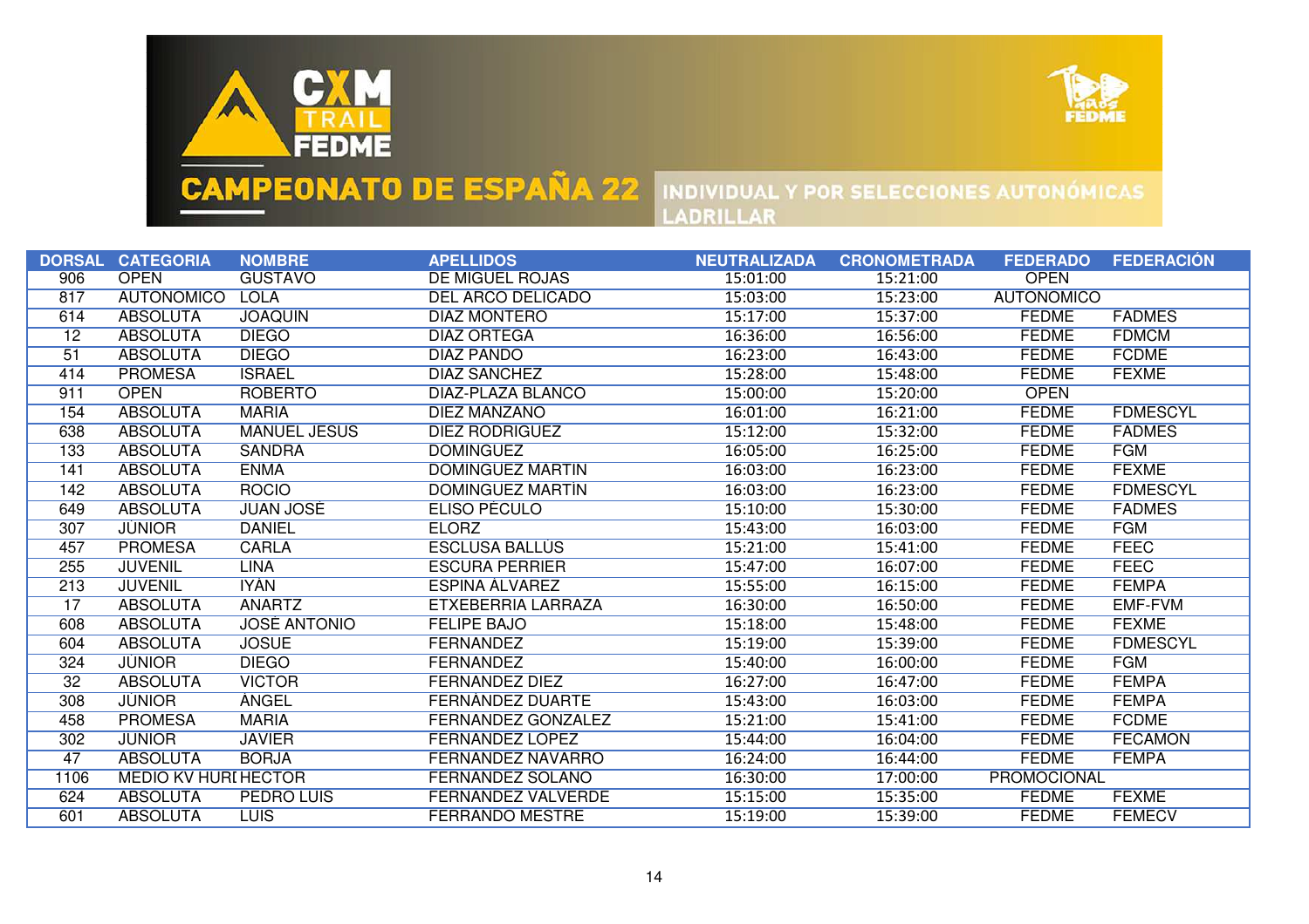# CAMPEONATO DE ESPAÑA 22

INDIVIDUAL Y POR SELECCIONES AUTONÓMICAS

LADRILLAR

| DORSAL | CATEGORIA | NOMBRE | APELLIDOS | NEUTRALIZADA | CRONOMETRADA | FEDERADO | FEDERACIÓN |
|---|---|---|---|---|---|---|---|
| 906 | OPEN | GUSTAVO | DE MIGUEL ROJAS | 15:01:00 | 15:21:00 | OPEN | |
| 817 | AUTONOMICO | LOLA | DEL ARCO DELICADO | 15:03:00 | 15:23:00 | AUTONOMICO | |
| 614 | ABSOLUTA | JOAQUIN | DIAZ MONTERO | 15:17:00 | 15:37:00 | FEDME | FADMES |
| 12 | ABSOLUTA | DIEGO | DIAZ ORTEGA | 16:36:00 | 16:56:00 | FEDME | FDMCM |
| 51 | ABSOLUTA | DIEGO | DIAZ PANDO | 16:23:00 | 16:43:00 | FEDME | FCDME |
| 414 | PROMESA | ISRAEL | DIAZ SANCHEZ | 15:28:00 | 15:48:00 | FEDME | FEXME |
| 911 | OPEN | ROBERTO | DIAZ-PLAZA BLANCO | 15:00:00 | 15:20:00 | OPEN | |
| 154 | ABSOLUTA | MARIA | DIEZ MANZANO | 16:01:00 | 16:21:00 | FEDME | FDMESCYL |
| 638 | ABSOLUTA | MANUEL JESUS | DIEZ RODRIGUEZ | 15:12:00 | 15:32:00 | FEDME | FADMES |
| 133 | ABSOLUTA | SANDRA | DOMINGUEZ | 16:05:00 | 16:25:00 | FEDME | FGM |
| 141 | ABSOLUTA | ENMA | DOMINGUEZ MARTIN | 16:03:00 | 16:23:00 | FEDME | FEXME |
| 142 | ABSOLUTA | ROCIO | DOMINGUEZ MARTIN | 16:03:00 | 16:23:00 | FEDME | FDMESCYL |
| 649 | ABSOLUTA | JUAN JOSÉ | ELISO PÉCULO | 15:10:00 | 15:30:00 | FEDME | FADMES |
| 307 | JÚNIOR | DANIEL | ELORZ | 15:43:00 | 16:03:00 | FEDME | FGM |
| 457 | PROMESA | CARLA | ESCLUSA BALLÚS | 15:21:00 | 15:41:00 | FEDME | FEEC |
| 255 | JUVENIL | LINA | ESCURA PERRIER | 15:47:00 | 16:07:00 | FEDME | FEEC |
| 213 | JUVENIL | IYÁN | ESPINA ÁLVAREZ | 15:55:00 | 16:15:00 | FEDME | FEMPA |
| 17 | ABSOLUTA | ANARTZ | ETXEBERRIA LARRAZA | 16:30:00 | 16:50:00 | FEDME | EMF-FVM |
| 608 | ABSOLUTA | JOSÉ ANTONIO | FELIPE BAJO | 15:18:00 | 15:48:00 | FEDME | FEXME |
| 604 | ABSOLUTA | JOSUE | FERNANDEZ | 15:19:00 | 15:39:00 | FEDME | FDMESCYL |
| 324 | JÚNIOR | DIEGO | FERNANDEZ | 15:40:00 | 16:00:00 | FEDME | FGM |
| 32 | ABSOLUTA | VICTOR | FERNANDEZ DIEZ | 16:27:00 | 16:47:00 | FEDME | FEMPA |
| 308 | JÚNIOR | ÁNGEL | FERNÁNDEZ DUARTE | 15:43:00 | 16:03:00 | FEDME | FEMPA |
| 458 | PROMESA | MARIA | FERNANDEZ GONZALEZ | 15:21:00 | 15:41:00 | FEDME | FCDME |
| 302 | JUNIOR | JAVIER | FERNANDEZ LOPEZ | 15:44:00 | 16:04:00 | FEDME | FECAMON |
| 47 | ABSOLUTA | BORJA | FERNANDEZ NAVARRO | 16:24:00 | 16:44:00 | FEDME | FEMPA |
| 1106 | MEDIO KV HURI | HECTOR | FERNANDEZ SOLANO | 16:30:00 | 17:00:00 | PROMOCIONAL | |
| 624 | ABSOLUTA | PEDRO LUIS | FERNANDEZ VALVERDE | 15:15:00 | 15:35:00 | FEDME | FEXME |
| 601 | ABSOLUTA | LUIS | FERRANDO MESTRE | 15:19:00 | 15:39:00 | FEDME | FEMECV |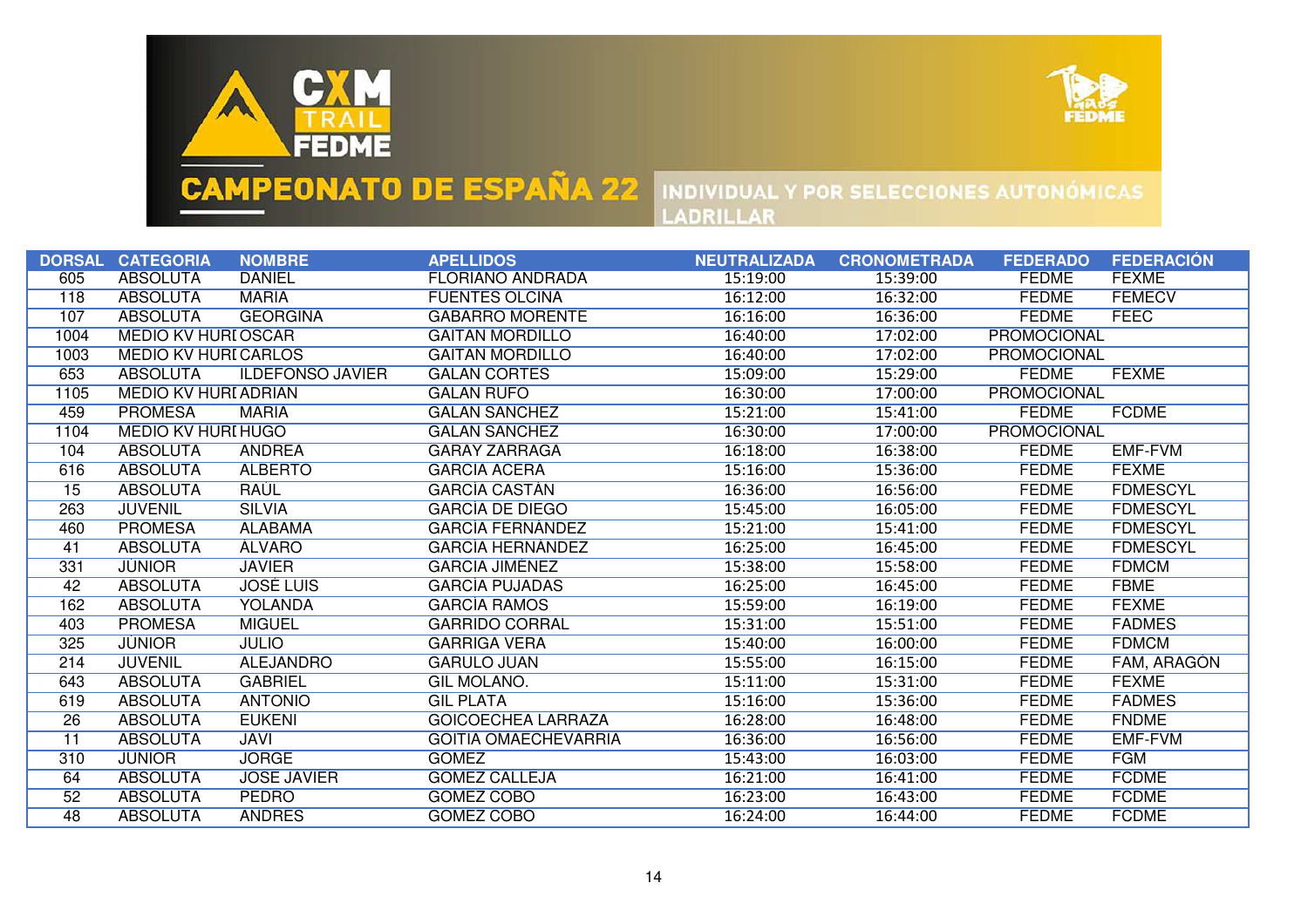# CAMPEONATO DE ESPAÑA 22

INDIVIDUAL Y POR SELECCIONES AUTONÓMICAS LADRILLAR

| DORSAL | CATEGORIA | NOMBRE | APELLIDOS | NEUTRALIZADA | CRONOMETRADA | FEDERADO | FEDERACIÓN |
|---|---|---|---|---|---|---|---|
| 605 | ABSOLUTA | DANIEL | FLORIANO ANDRADA | 15:19:00 | 15:39:00 | FEDME | FEXME |
| 118 | ABSOLUTA | MARIA | FUENTES OLCINA | 16:12:00 | 16:32:00 | FEDME | FEMECV |
| 107 | ABSOLUTA | GEORGINA | GABARRO MORENTE | 16:16:00 | 16:36:00 | FEDME | FEEC |
| 1004 | MEDIO KV HURI | OSCAR | GAITAN MORDILLO | 16:40:00 | 17:02:00 | PROMOCIONAL | |
| 1003 | MEDIO KV HURI | CARLOS | GAITAN MORDILLO | 16:40:00 | 17:02:00 | PROMOCIONAL | |
| 653 | ABSOLUTA | ILDEFONSO JAVIER | GALAN CORTES | 15:09:00 | 15:29:00 | FEDME | FEXME |
| 1105 | MEDIO KV HURI | ADRIAN | GALAN RUFO | 16:30:00 | 17:00:00 | PROMOCIONAL | |
| 459 | PROMESA | MARIA | GALAN SANCHEZ | 15:21:00 | 15:41:00 | FEDME | FCDME |
| 1104 | MEDIO KV HURI | HUGO | GALAN SANCHEZ | 16:30:00 | 17:00:00 | PROMOCIONAL | |
| 104 | ABSOLUTA | ANDREA | GARAY ZARRAGA | 16:18:00 | 16:38:00 | FEDME | EMF-FVM |
| 616 | ABSOLUTA | ALBERTO | GARCIA ACERA | 15:16:00 | 15:36:00 | FEDME | FEXME |
| 15 | ABSOLUTA | RAÚL | GARCÍA CASTÁN | 16:36:00 | 16:56:00 | FEDME | FDMESCYL |
| 263 | JUVENIL | SILVIA | GARCÍA DE DIEGO | 15:45:00 | 16:05:00 | FEDME | FDMESCYL |
| 460 | PROMESA | ALABAMA | GARCÍA FERNÁNDEZ | 15:21:00 | 15:41:00 | FEDME | FDMESCYL |
| 41 | ABSOLUTA | ÁLVARO | GARCÍA HERNÁNDEZ | 16:25:00 | 16:45:00 | FEDME | FDMESCYL |
| 331 | JÚNIOR | JAVIER | GARCÍA JIMÉNEZ | 15:38:00 | 15:58:00 | FEDME | FDMCM |
| 42 | ABSOLUTA | JOSÉ LUIS | GARCIA PUJADAS | 16:25:00 | 16:45:00 | FEDME | FBME |
| 162 | ABSOLUTA | YOLANDA | GARCÍA RAMOS | 15:59:00 | 16:19:00 | FEDME | FEXME |
| 403 | PROMESA | MIGUEL | GARRIDO CORRAL | 15:31:00 | 15:51:00 | FEDME | FADMES |
| 325 | JÚNIOR | JULIO | GARRIGA VERA | 15:40:00 | 16:00:00 | FEDME | FDMCM |
| 214 | JUVENIL | ALEJANDRO | GARULO JUAN | 15:55:00 | 16:15:00 | FEDME | FAM, ARAGÓN |
| 643 | ABSOLUTA | GABRIEL | GIL MOLANO. | 15:11:00 | 15:31:00 | FEDME | FEXME |
| 619 | ABSOLUTA | ANTONIO | GIL PLATA | 15:16:00 | 15:36:00 | FEDME | FADMES |
| 26 | ABSOLUTA | EUKENI | GOICOECHEA LARRAZA | 16:28:00 | 16:48:00 | FEDME | FNDME |
| 11 | ABSOLUTA | JAVI | GOITIA OMAECHEVARRIA | 16:36:00 | 16:56:00 | FEDME | EMF-FVM |
| 310 | JUNIOR | JORGE | GOMEZ | 15:43:00 | 16:03:00 | FEDME | FGM |
| 64 | ABSOLUTA | JOSE JAVIER | GOMEZ CALLEJA | 16:21:00 | 16:41:00 | FEDME | FCDME |
| 52 | ABSOLUTA | PEDRO | GOMEZ COBO | 16:23:00 | 16:43:00 | FEDME | FCDME |
| 48 | ABSOLUTA | ANDRES | GOMEZ COBO | 16:24:00 | 16:44:00 | FEDME | FCDME |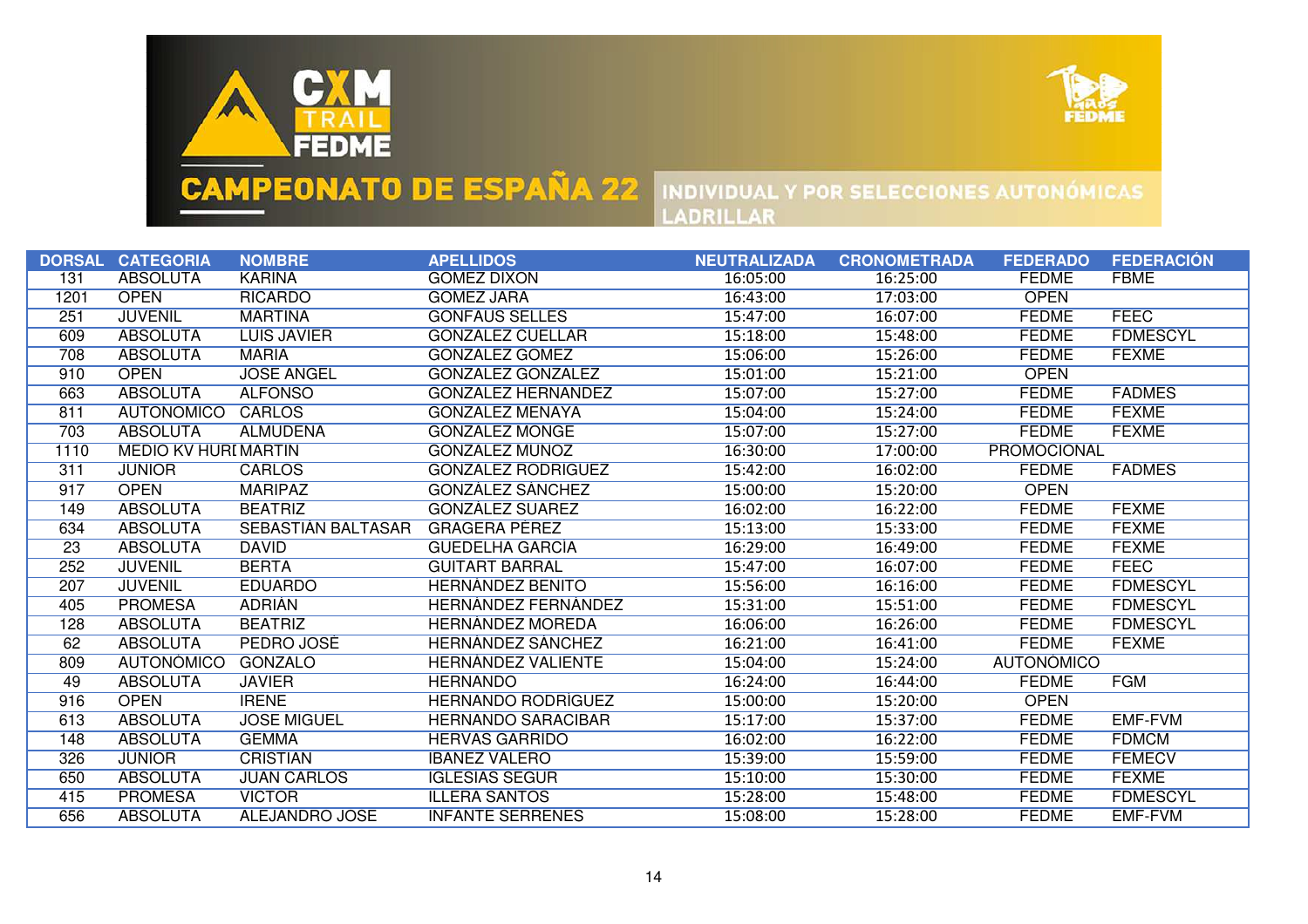# CAMPEONATO DE ESPAÑA 22

INDIVIDUAL Y POR SELECCIONES AUTONÓMICAS
LADRILLAR

| DORSAL | CATEGORIA | NOMBRE | APELLIDOS | NEUTRALIZADA | CRONOMETRADA | FEDERADO | FEDERACIÓN |
|---|---|---|---|---|---|---|---|
| 131 | ABSOLUTA | KARINA | GOMEZ DIXON | 16:05:00 | 16:25:00 | FEDME | FBME |
| 1201 | OPEN | RICARDO | GOMEZ JARA | 16:43:00 | 17:03:00 | OPEN | |
| 251 | JUVENIL | MARTINA | GONFAUS SELLES | 15:47:00 | 16:07:00 | FEDME | FEEC |
| 609 | ABSOLUTA | LUIS JAVIER | GONZALEZ CUELLAR | 15:18:00 | 15:48:00 | FEDME | FDMESCYL |
| 708 | ABSOLUTA | MARIA | GONZALEZ GOMEZ | 15:06:00 | 15:26:00 | FEDME | FEXME |
| 910 | OPEN | JOSE ANGEL | GONZALEZ GONZALEZ | 15:01:00 | 15:21:00 | OPEN | |
| 663 | ABSOLUTA | ALFONSO | GONZALEZ HERNANDEZ | 15:07:00 | 15:27:00 | FEDME | FADMES |
| 811 | AUTONOMICO | CARLOS | GONZALEZ MENAYA | 15:04:00 | 15:24:00 | FEDME | FEXME |
| 703 | ABSOLUTA | ALMUDENA | GONZALEZ MONGE | 15:07:00 | 15:27:00 | FEDME | FEXME |
| 1110 | MEDIO KV HURI | MARTIN | GONZALEZ MUNOZ | 16:30:00 | 17:00:00 | PROMOCIONAL | |
| 311 | JUNIOR | CARLOS | GONZALEZ RODRIGUEZ | 15:42:00 | 16:02:00 | FEDME | FADMES |
| 917 | OPEN | MARIPAZ | GONZÁLEZ SÁNCHEZ | 15:00:00 | 15:20:00 | OPEN | |
| 149 | ABSOLUTA | BEATRIZ | GONZÁLEZ SUAREZ | 16:02:00 | 16:22:00 | FEDME | FEXME |
| 634 | ABSOLUTA | SEBASTIÁN BALTASAR | GRAGERA PÉREZ | 15:13:00 | 15:33:00 | FEDME | FEXME |
| 23 | ABSOLUTA | DAVID | GUEDELHA GARCÍA | 16:29:00 | 16:49:00 | FEDME | FEXME |
| 252 | JUVENIL | BERTA | GUITART BARRAL | 15:47:00 | 16:07:00 | FEDME | FEEC |
| 207 | JUVENIL | EDUARDO | HERNÁNDEZ BENITO | 15:56:00 | 16:16:00 | FEDME | FDMESCYL |
| 405 | PROMESA | ADRIÁN | HERNÁNDEZ FERNÁNDEZ | 15:31:00 | 15:51:00 | FEDME | FDMESCYL |
| 128 | ABSOLUTA | BEATRIZ | HERNÁNDEZ MOREDA | 16:06:00 | 16:26:00 | FEDME | FDMESCYL |
| 62 | ABSOLUTA | PEDRO JOSÉ | HERNÁNDEZ SÁNCHEZ | 16:21:00 | 16:41:00 | FEDME | FEXME |
| 809 | AUTONÓMICO | GONZALO | HERNÁNDEZ VALIENTE | 15:04:00 | 15:24:00 | AUTONÓMICO | |
| 49 | ABSOLUTA | JAVIER | HERNANDO | 16:24:00 | 16:44:00 | FEDME | FGM |
| 916 | OPEN | IRENE | HERNANDO RODRÍGUEZ | 15:00:00 | 15:20:00 | OPEN | |
| 613 | ABSOLUTA | JOSE MIGUEL | HERNANDO SARACIBAR | 15:17:00 | 15:37:00 | FEDME | EMF-FVM |
| 148 | ABSOLUTA | GEMMA | HERVAS GARRIDO | 16:02:00 | 16:22:00 | FEDME | FDMCM |
| 326 | JUNIOR | CRISTIAN | IBANEZ VALERO | 15:39:00 | 15:59:00 | FEDME | FEMECV |
| 650 | ABSOLUTA | JUAN CARLOS | IGLESIAS SEGUR | 15:10:00 | 15:30:00 | FEDME | FEXME |
| 415 | PROMESA | VICTOR | ILLERA SANTOS | 15:28:00 | 15:48:00 | FEDME | FDMESCYL |
| 656 | ABSOLUTA | ALEJANDRO JOSE | INFANTE SERRENES | 15:08:00 | 15:28:00 | FEDME | EMF-FVM |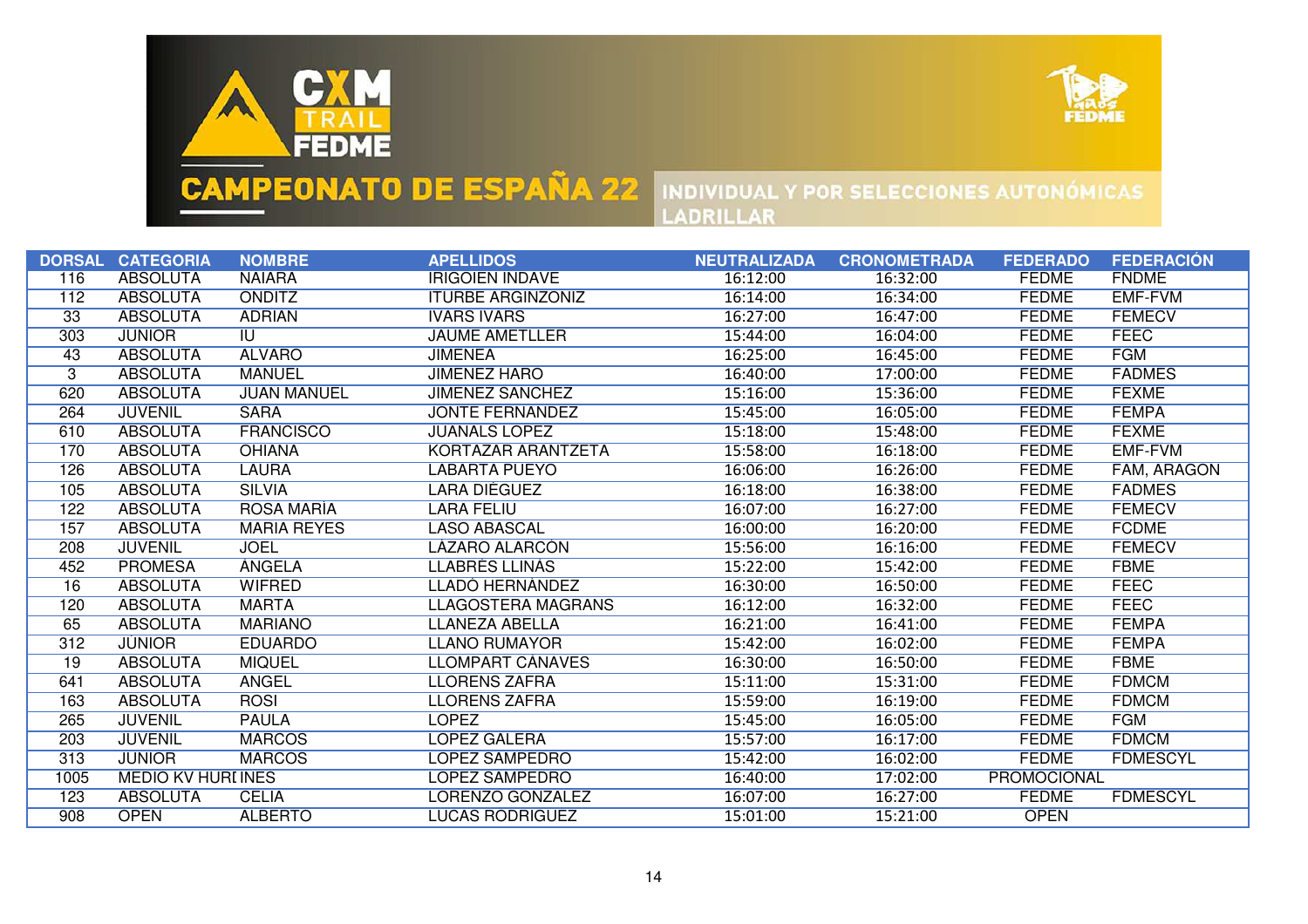# CAMPEONATO DE ESPAÑA 22

INDIVIDUAL Y POR SELECCIONES AUTONÓMICAS
LADRILLAR

| DORSAL | CATEGORIA | NOMBRE | APELLIDOS | NEUTRALIZADA | CRONOMETRADA | FEDERADO | FEDERACIÓN |
|---|---|---|---|---|---|---|---|
| 116 | ABSOLUTA | NAIARA | IRIGOIEN INDAVE | 16:12:00 | 16:32:00 | FEDME | FNDME |
| 112 | ABSOLUTA | ONDITZ | ITURBE ARGINZONIZ | 16:14:00 | 16:34:00 | FEDME | EMF-FVM |
| 33 | ABSOLUTA | ADRIAN | IVARS IVARS | 16:27:00 | 16:47:00 | FEDME | FEMECV |
| 303 | JUNIOR | IU | JAUME AMETLLER | 15:44:00 | 16:04:00 | FEDME | FEEC |
| 43 | ABSOLUTA | ALVARO | JIMENEA | 16:25:00 | 16:45:00 | FEDME | FGM |
| 3 | ABSOLUTA | MANUEL | JIMENEZ HARO | 16:40:00 | 17:00:00 | FEDME | FADMES |
| 620 | ABSOLUTA | JUAN MANUEL | JIMENEZ SANCHEZ | 15:16:00 | 15:36:00 | FEDME | FEXME |
| 264 | JUVENIL | SARA | JONTE FERNANDEZ | 15:45:00 | 16:05:00 | FEDME | FEMPA |
| 610 | ABSOLUTA | FRANCISCO | JUANALS LOPEZ | 15:18:00 | 15:48:00 | FEDME | FEXME |
| 170 | ABSOLUTA | OHIANA | KORTAZAR ARANTZETA | 15:58:00 | 16:18:00 | FEDME | EMF-FVM |
| 126 | ABSOLUTA | LAURA | LABARTA PUEYO | 16:06:00 | 16:26:00 | FEDME | FAM, ARAGON |
| 105 | ABSOLUTA | SILVIA | LARA DIÉGUEZ | 16:18:00 | 16:38:00 | FEDME | FADMES |
| 122 | ABSOLUTA | ROSA MARÍA | LARA FELIU | 16:07:00 | 16:27:00 | FEDME | FEMECV |
| 157 | ABSOLUTA | MARIA REYES | LASO ABASCAL | 16:00:00 | 16:20:00 | FEDME | FCDME |
| 208 | JUVENIL | JOEL | LÁZARO ALARCÓN | 15:56:00 | 16:16:00 | FEDME | FEMECV |
| 452 | PROMESA | ÀNGELA | LLABRÉS LLINÀS | 15:22:00 | 15:42:00 | FEDME | FBME |
| 16 | ABSOLUTA | WIFRED | LLADÓ HERNÁNDEZ | 16:30:00 | 16:50:00 | FEDME | FEEC |
| 120 | ABSOLUTA | MARTA | LLAGOSTERA MAGRANS | 16:12:00 | 16:32:00 | FEDME | FEEC |
| 65 | ABSOLUTA | MARIANO | LLANEZA ABELLA | 16:21:00 | 16:41:00 | FEDME | FEMPA |
| 312 | JÚNIOR | EDUARDO | LLANO RUMAYOR | 15:42:00 | 16:02:00 | FEDME | FEMPA |
| 19 | ABSOLUTA | MIQUEL | LLOMPART CÀNAVES | 16:30:00 | 16:50:00 | FEDME | FBME |
| 641 | ABSOLUTA | ANGEL | LLORENS ZAFRA | 15:11:00 | 15:31:00 | FEDME | FDMCM |
| 163 | ABSOLUTA | ROSI | LLORENS ZAFRA | 15:59:00 | 16:19:00 | FEDME | FDMCM |
| 265 | JUVENIL | PAULA | LOPEZ | 15:45:00 | 16:05:00 | FEDME | FGM |
| 203 | JUVENIL | MARCOS | LOPEZ GALERA | 15:57:00 | 16:17:00 | FEDME | FDMCM |
| 313 | JUNIOR | MARCOS | LOPEZ SAMPEDRO | 15:42:00 | 16:02:00 | FEDME | FDMESCYL |
| 1005 | MEDIO KV HURI | INES | LOPEZ SAMPEDRO | 16:40:00 | 17:02:00 | PROMOCIONAL | |
| 123 | ABSOLUTA | CELIA | LORENZO GONZALEZ | 16:07:00 | 16:27:00 | FEDME | FDMESCYL |
| 908 | OPEN | ALBERTO | LUCAS RODRIGUEZ | 15:01:00 | 15:21:00 | OPEN | |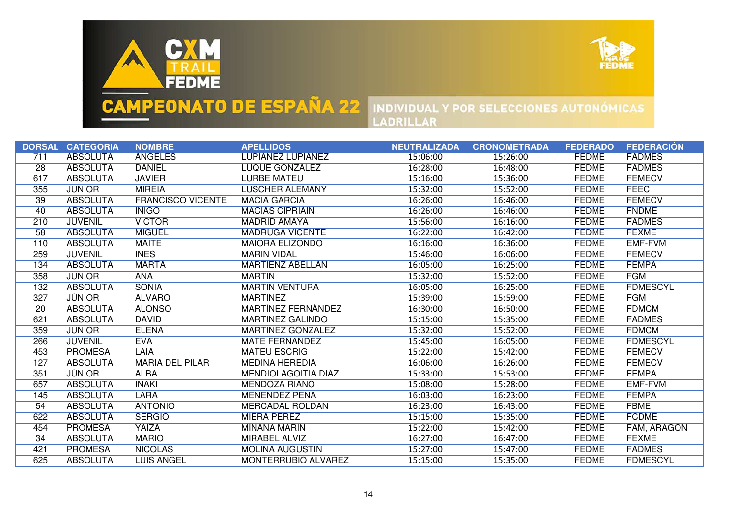# CAMPEONATO DE ESPAÑA 22

INDIVIDUAL Y POR SELECCIONES AUTONÓMICAS
LADRILLAR

| DORSAL | CATEGORIA | NOMBRE | APELLIDOS | NEUTRALIZADA | CRONOMETRADA | FEDERADO | FEDERACIÓN |
|---|---|---|---|---|---|---|---|
| 711 | ABSOLUTA | ANGELES | LUPIANEZ LUPIANEZ | 15:06:00 | 15:26:00 | FEDME | FADMES |
| 28 | ABSOLUTA | DANIEL | LUQUE GONZALEZ | 16:28:00 | 16:48:00 | FEDME | FADMES |
| 617 | ABSOLUTA | JAVIER | LURBE MATEU | 15:16:00 | 15:36:00 | FEDME | FEMECV |
| 355 | JUNIOR | MIREIA | LUSCHER ALEMANY | 15:32:00 | 15:52:00 | FEDME | FEEC |
| 39 | ABSOLUTA | FRANCISCO VICENTE | MACIA GARCIA | 16:26:00 | 16:46:00 | FEDME | FEMECV |
| 40 | ABSOLUTA | INIGO | MACIAS CIPRIAIN | 16:26:00 | 16:46:00 | FEDME | FNDME |
| 210 | JUVENIL | VICTOR | MADRID AMAYA | 15:56:00 | 16:16:00 | FEDME | FADMES |
| 58 | ABSOLUTA | MIGUEL | MADRUGA VICENTE | 16:22:00 | 16:42:00 | FEDME | FEXME |
| 110 | ABSOLUTA | MAITE | MAIORA ELIZONDO | 16:16:00 | 16:36:00 | FEDME | EMF-FVM |
| 259 | JUVENIL | INES | MARIN VIDAL | 15:46:00 | 16:06:00 | FEDME | FEMECV |
| 134 | ABSOLUTA | MARTA | MARTIENZ ABELLAN | 16:05:00 | 16:25:00 | FEDME | FEMPA |
| 358 | JÚNIOR | ANA | MARTIN | 15:32:00 | 15:52:00 | FEDME | FGM |
| 132 | ABSOLUTA | SONIA | MARTÍN VENTURA | 16:05:00 | 16:25:00 | FEDME | FDMESCYL |
| 327 | JÚNIOR | ALVARO | MARTINEZ | 15:39:00 | 15:59:00 | FEDME | FGM |
| 20 | ABSOLUTA | ALONSO | MARTINEZ FERNÁNDEZ | 16:30:00 | 16:50:00 | FEDME | FDMCM |
| 621 | ABSOLUTA | DAVID | MARTINEZ GALINDO | 15:15:00 | 15:35:00 | FEDME | FADMES |
| 359 | JÚNIOR | ELENA | MARTÍNEZ GONZÁLEZ | 15:32:00 | 15:52:00 | FEDME | FDMCM |
| 266 | JUVENIL | EVA | MATÉ FERNÁNDEZ | 15:45:00 | 16:05:00 | FEDME | FDMESCYL |
| 453 | PROMESA | LAIA | MATEU ESCRIG | 15:22:00 | 15:42:00 | FEDME | FEMECV |
| 127 | ABSOLUTA | MARIA DEL PILAR | MEDINA HEREDIA | 16:06:00 | 16:26:00 | FEDME | FEMECV |
| 351 | JÚNIOR | ALBA | MENDIOLAGOITIA DIAZ | 15:33:00 | 15:53:00 | FEDME | FEMPA |
| 657 | ABSOLUTA | INAKI | MENDOZA RIAÑO | 15:08:00 | 15:28:00 | FEDME | EMF-FVM |
| 145 | ABSOLUTA | LARA | MENENDEZ PEÑA | 16:03:00 | 16:23:00 | FEDME | FEMPA |
| 54 | ABSOLUTA | ANTONIO | MERCADAL ROLDAN | 16:23:00 | 16:43:00 | FEDME | FBME |
| 622 | ABSOLUTA | SERGIO | MIERA PEREZ | 15:15:00 | 15:35:00 | FEDME | FCDME |
| 454 | PROMESA | YAIZA | MIÑANA MARIN | 15:22:00 | 15:42:00 | FEDME | FAM, ARAGON |
| 34 | ABSOLUTA | MARIO | MIRABEL ALVIZ | 16:27:00 | 16:47:00 | FEDME | FEXME |
| 421 | PROMESA | NICOLAS | MOLINA AUGUSTIN | 15:27:00 | 15:47:00 | FEDME | FADMES |
| 625 | ABSOLUTA | LUIS ANGEL | MONTERRUBIO ALVAREZ | 15:15:00 | 15:35:00 | FEDME | FDMESCYL |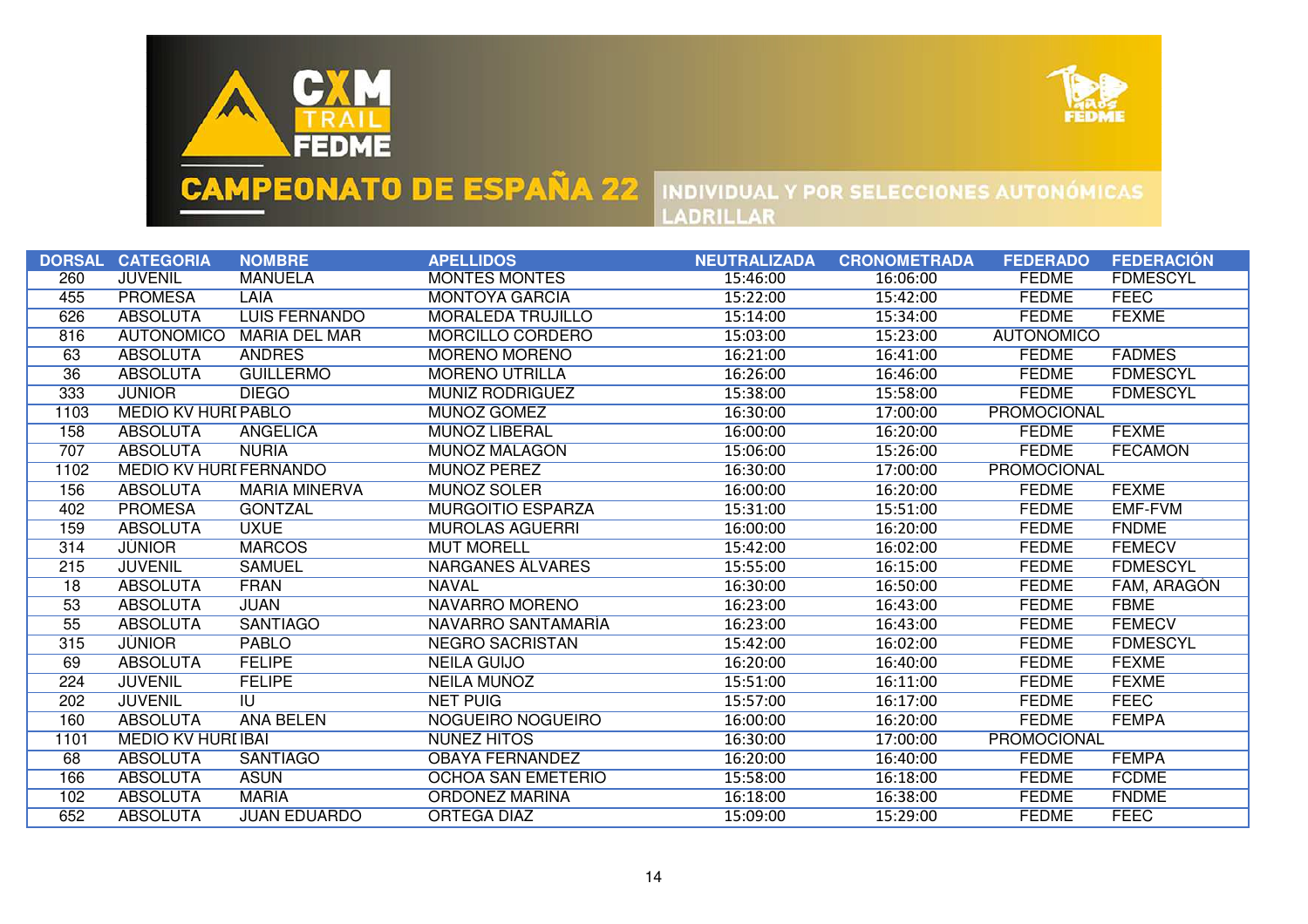# CAMPEONATO DE ESPAÑA 22

INDIVIDUAL Y POR SELECCIONES AUTONÓMICAS

LADRILLAR

| DORSAL | CATEGORIA | NOMBRE | APELLIDOS | NEUTRALIZADA | CRONOMETRADA | FEDERADO | FEDERACIÓN |
|---|---|---|---|---|---|---|---|
| 260 | JUVENIL | MANUELA | MONTES MONTES | 15:46:00 | 16:06:00 | FEDME | FDMESCYL |
| 455 | PROMESA | LAIA | MONTOYA GARCIA | 15:22:00 | 15:42:00 | FEDME | FEEC |
| 626 | ABSOLUTA | LUIS FERNANDO | MORALEDA TRUJILLO | 15:14:00 | 15:34:00 | FEDME | FEXME |
| 816 | AUTONOMICO | MARIA DEL MAR | MORCILLO CORDERO | 15:03:00 | 15:23:00 | AUTONOMICO | |
| 63 | ABSOLUTA | ANDRES | MORENO MORENO | 16:21:00 | 16:41:00 | FEDME | FADMES |
| 36 | ABSOLUTA | GUILLERMO | MORENO UTRILLA | 16:26:00 | 16:46:00 | FEDME | FDMESCYL |
| 333 | JUNIOR | DIEGO | MUNIZ RODRIGUEZ | 15:38:00 | 15:58:00 | FEDME | FDMESCYL |
| 1103 | MEDIO KV HURI | PABLO | MUNOZ GOMEZ | 16:30:00 | 17:00:00 | PROMOCIONAL | |
| 158 | ABSOLUTA | ANGELICA | MUNOZ LIBERAL | 16:00:00 | 16:20:00 | FEDME | FEXME |
| 707 | ABSOLUTA | NURIA | MUNOZ MALAGON | 15:06:00 | 15:26:00 | FEDME | FECAMON |
| 1102 | MEDIO KV HURI | FERNANDO | MUNOZ PEREZ | 16:30:00 | 17:00:00 | PROMOCIONAL | |
| 156 | ABSOLUTA | MARIA MINERVA | MUNOZ SOLER | 16:00:00 | 16:20:00 | FEDME | FEXME |
| 402 | PROMESA | GONTZAL | MURGOITIO ESPARZA | 15:31:00 | 15:51:00 | FEDME | EMF-FVM |
| 159 | ABSOLUTA | UXUE | MUROLAS AGUERRI | 16:00:00 | 16:20:00 | FEDME | FNDME |
| 314 | JÚNIOR | MARCOS | MUT MORELL | 15:42:00 | 16:02:00 | FEDME | FEMECV |
| 215 | JUVENIL | SAMUEL | NARGANES ÁLVARES | 15:55:00 | 16:15:00 | FEDME | FDMESCYL |
| 18 | ABSOLUTA | FRAN | NAVAL | 16:30:00 | 16:50:00 | FEDME | FAM, ARAGÓN |
| 53 | ABSOLUTA | JUAN | NAVARRO MORENO | 16:23:00 | 16:43:00 | FEDME | FBME |
| 55 | ABSOLUTA | SANTIAGO | NAVARRO SANTAMARÍA | 16:23:00 | 16:43:00 | FEDME | FEMECV |
| 315 | JÚNIOR | PABLO | NEGRO SACRISTÁN | 15:42:00 | 16:02:00 | FEDME | FDMESCYL |
| 69 | ABSOLUTA | FELIPE | NEILA GUIJO | 16:20:00 | 16:40:00 | FEDME | FEXME |
| 224 | JUVENIL | FELIPE | NEILA MUÑOZ | 15:51:00 | 16:11:00 | FEDME | FEXME |
| 202 | JUVENIL | IU | NET PUIG | 15:57:00 | 16:17:00 | FEDME | FEEC |
| 160 | ABSOLUTA | ANA BELEN | NOGUEIRO NOGUEIRO | 16:00:00 | 16:20:00 | FEDME | FEMPA |
| 1101 | MEDIO KV HURI | IBAI | NUNEZ HITOS | 16:30:00 | 17:00:00 | PROMOCIONAL | |
| 68 | ABSOLUTA | SANTIAGO | OBAYA FERNANDEZ | 16:20:00 | 16:40:00 | FEDME | FEMPA |
| 166 | ABSOLUTA | ASUN | OCHOA SAN EMETERIO | 15:58:00 | 16:18:00 | FEDME | FCDME |
| 102 | ABSOLUTA | MARIA | ORDONEZ MARINA | 16:18:00 | 16:38:00 | FEDME | FNDME |
| 652 | ABSOLUTA | JUAN EDUARDO | ORTEGA DIAZ | 15:09:00 | 15:29:00 | FEDME | FEEC |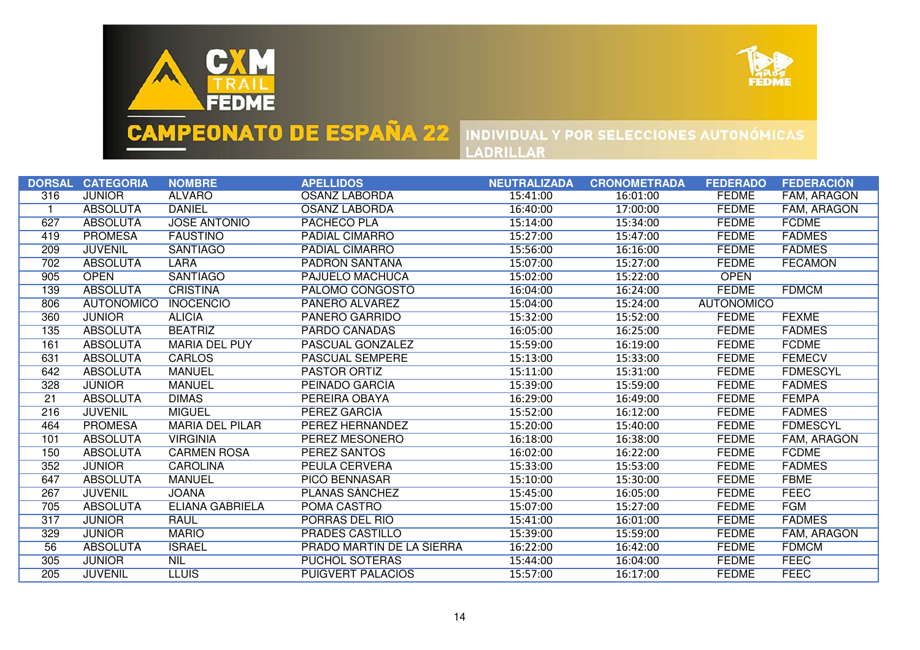# CAMPEONATO DE ESPAÑA 22

INDIVIDUAL Y POR SELECCIONES AUTONÓMICAS
LADRILLAR

| DORSAL | CATEGORIA | NOMBRE | APELLIDOS | NEUTRALIZADA | CRONOMETRADA | FEDERADO | FEDERACIÓN |
|---|---|---|---|---|---|---|---|
| 316 | JUNIOR | ALVARO | OSANZ LABORDA | 15:41:00 | 16:01:00 | FEDME | FAM, ARAGON |
| 1 | ABSOLUTA | DANIEL | OSANZ LABORDA | 16:40:00 | 17:00:00 | FEDME | FAM, ARAGON |
| 627 | ABSOLUTA | JOSE ANTONIO | PACHECO PLA | 15:14:00 | 15:34:00 | FEDME | FCDME |
| 419 | PROMESA | FAUSTINO | PADIAL CIMARRO | 15:27:00 | 15:47:00 | FEDME | FADMES |
| 209 | JUVENIL | SANTIAGO | PADIAL CIMARRO | 15:56:00 | 16:16:00 | FEDME | FADMES |
| 702 | ABSOLUTA | LARA | PADRON SANTANA | 15:07:00 | 15:27:00 | FEDME | FECAMON |
| 905 | OPEN | SANTIAGO | PAJUELO MACHUCA | 15:02:00 | 15:22:00 | OPEN | |
| 139 | ABSOLUTA | CRISTINA | PALOMO CONGOSTO | 16:04:00 | 16:24:00 | FEDME | FDMCM |
| 806 | AUTONOMICO | INOCENCIO | PANERO ALVAREZ | 15:04:00 | 15:24:00 | AUTONOMICO | |
| 360 | JUNIOR | ALICIA | PANERO GARRIDO | 15:32:00 | 15:52:00 | FEDME | FEXME |
| 135 | ABSOLUTA | BEATRIZ | PARDO CANADAS | 16:05:00 | 16:25:00 | FEDME | FADMES |
| 161 | ABSOLUTA | MARIA DEL PUY | PASCUAL GONZALEZ | 15:59:00 | 16:19:00 | FEDME | FCDME |
| 631 | ABSOLUTA | CARLOS | PASCUAL SEMPERE | 15:13:00 | 15:33:00 | FEDME | FEMECV |
| 642 | ABSOLUTA | MANUEL | PASTOR ORTIZ | 15:11:00 | 15:31:00 | FEDME | FDMESCYL |
| 328 | JUNIOR | MANUEL | PEINADO GARCIA | 15:39:00 | 15:59:00 | FEDME | FADMES |
| 21 | ABSOLUTA | DIMAS | PEREIRA OBAYA | 16:29:00 | 16:49:00 | FEDME | FEMPA |
| 216 | JUVENIL | MIGUEL | PÉREZ GARCÍA | 15:52:00 | 16:12:00 | FEDME | FADMES |
| 464 | PROMESA | MARIA DEL PILAR | PEREZ HERNANDEZ | 15:20:00 | 15:40:00 | FEDME | FDMESCYL |
| 101 | ABSOLUTA | VIRGINIA | PEREZ MESONERO | 16:18:00 | 16:38:00 | FEDME | FAM, ARAGÓN |
| 150 | ABSOLUTA | CARMEN ROSA | PEREZ SANTOS | 16:02:00 | 16:22:00 | FEDME | FCDME |
| 352 | JÚNIOR | CAROLINA | PEULA CERVERA | 15:33:00 | 15:53:00 | FEDME | FADMES |
| 647 | ABSOLUTA | MANUEL | PICÓ BENNASAR | 15:10:00 | 15:30:00 | FEDME | FBME |
| 267 | JUVENIL | JOANA | PLANAS SÁNCHEZ | 15:45:00 | 16:05:00 | FEDME | FEEC |
| 705 | ABSOLUTA | ELIANA GABRIELA | POMA CASTRO | 15:07:00 | 15:27:00 | FEDME | FGM |
| 317 | JUNIOR | RAUL | PORRAS DEL RIO | 15:41:00 | 16:01:00 | FEDME | FADMES |
| 329 | JUNIOR | MARIO | PRADES CASTILLO | 15:39:00 | 15:59:00 | FEDME | FAM, ARAGON |
| 56 | ABSOLUTA | ISRAEL | PRADO MARTIN DE LA SIERRA | 16:22:00 | 16:42:00 | FEDME | FDMCM |
| 305 | JUNIOR | NIL | PUCHOL SOTERAS | 15:44:00 | 16:04:00 | FEDME | FEEC |
| 205 | JUVENIL | LLUIS | PUIGVERT PALACIOS | 15:57:00 | 16:17:00 | FEDME | FEEC |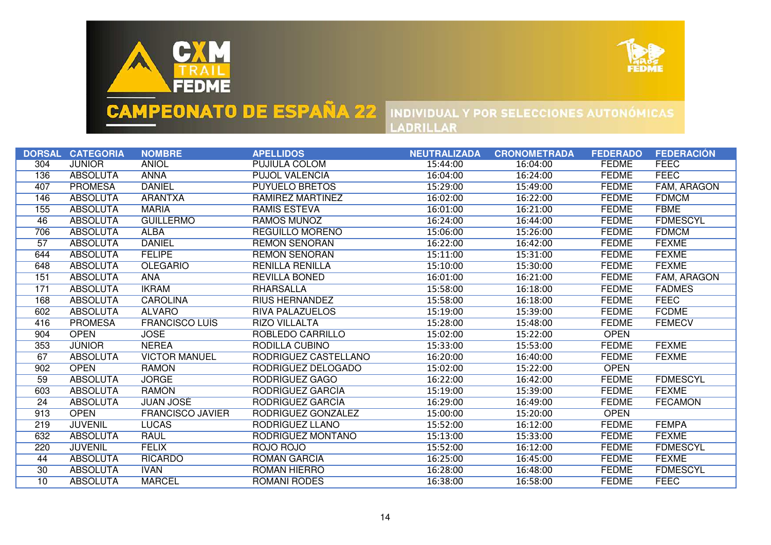# CAMPEONATO DE ESPAÑA 22

INDIVIDUAL Y POR SELECCIONES AUTONÓMICAS
LADRILLAR

| DORSAL | CATEGORIA | NOMBRE | APELLIDOS | NEUTRALIZADA | CRONOMETRADA | FEDERADO | FEDERACIÓN |
|---|---|---|---|---|---|---|---|
| 304 | JUNIOR | ANIOL | PUJIULA COLOM | 15:44:00 | 16:04:00 | FEDME | FEEC |
| 136 | ABSOLUTA | ANNA | PUJOL VALENCIA | 16:04:00 | 16:24:00 | FEDME | FEEC |
| 407 | PROMESA | DANIEL | PUYUELO BRETOS | 15:29:00 | 15:49:00 | FEDME | FAM, ARAGON |
| 146 | ABSOLUTA | ARANTXA | RAMIREZ MARTINEZ | 16:02:00 | 16:22:00 | FEDME | FDMCM |
| 155 | ABSOLUTA | MARIA | RAMIS ESTEVA | 16:01:00 | 16:21:00 | FEDME | FBME |
| 46 | ABSOLUTA | GUILLERMO | RAMOS MUÑOZ | 16:24:00 | 16:44:00 | FEDME | FDMESCYL |
| 706 | ABSOLUTA | ALBA | REGUILLO MORENO | 15:06:00 | 15:26:00 | FEDME | FDMCM |
| 57 | ABSOLUTA | DANIEL | REMON SEÑORAN | 16:22:00 | 16:42:00 | FEDME | FEXME |
| 644 | ABSOLUTA | FELIPE | REMON SEÑORAN | 15:11:00 | 15:31:00 | FEDME | FEXME |
| 648 | ABSOLUTA | OLEGARIO | RENILLA RENILLA | 15:10:00 | 15:30:00 | FEDME | FEXME |
| 151 | ABSOLUTA | ANA | REVILLA BONED | 16:01:00 | 16:21:00 | FEDME | FAM, ARAGON |
| 171 | ABSOLUTA | IKRAM | RHARSALLA | 15:58:00 | 16:18:00 | FEDME | FADMES |
| 168 | ABSOLUTA | CAROLINA | RIUS HERNANDEZ | 15:58:00 | 16:18:00 | FEDME | FEEC |
| 602 | ABSOLUTA | ALVARO | RIVA PALAZUELOS | 15:19:00 | 15:39:00 | FEDME | FCDME |
| 416 | PROMESA | FRANCISCO LUIS | RIZO VILLALTA | 15:28:00 | 15:48:00 | FEDME | FEMECV |
| 904 | OPEN | JOSE | ROBLEDO CARRILLO | 15:02:00 | 15:22:00 | OPEN | |
| 353 | JUNIOR | NEREA | RODILLA CUBINO | 15:33:00 | 15:53:00 | FEDME | FEXME |
| 67 | ABSOLUTA | VICTOR MANUEL | RODRIGUEZ CASTELLANO | 16:20:00 | 16:40:00 | FEDME | FEXME |
| 902 | OPEN | RAMON | RODRIGUEZ DELOGADO | 15:02:00 | 15:22:00 | OPEN | |
| 59 | ABSOLUTA | JORGE | RODRIGUEZ GAGO | 16:22:00 | 16:42:00 | FEDME | FDMESCYL |
| 603 | ABSOLUTA | RAMON | RODRIGUEZ GARCIA | 15:19:00 | 15:39:00 | FEDME | FEXME |
| 24 | ABSOLUTA | JUAN JOSE | RODRIGUEZ GARCIA | 16:29:00 | 16:49:00 | FEDME | FECAMON |
| 913 | OPEN | FRANCISCO JAVIER | RODRIGUEZ GONZALEZ | 15:00:00 | 15:20:00 | OPEN | |
| 219 | JUVENIL | LUCAS | RODRIGUEZ LLANO | 15:52:00 | 16:12:00 | FEDME | FEMPA |
| 632 | ABSOLUTA | RAUL | RODRIGUEZ MONTAÑO | 15:13:00 | 15:33:00 | FEDME | FEXME |
| 220 | JUVENIL | FELIX | ROJO ROJO | 15:52:00 | 16:12:00 | FEDME | FDMESCYL |
| 44 | ABSOLUTA | RICARDO | ROMAN GARCIA | 16:25:00 | 16:45:00 | FEDME | FEXME |
| 30 | ABSOLUTA | IVAN | ROMAN HIERRO | 16:28:00 | 16:48:00 | FEDME | FDMESCYL |
| 10 | ABSOLUTA | MARCEL | ROMANI RODES | 16:38:00 | 16:58:00 | FEDME | FEEC |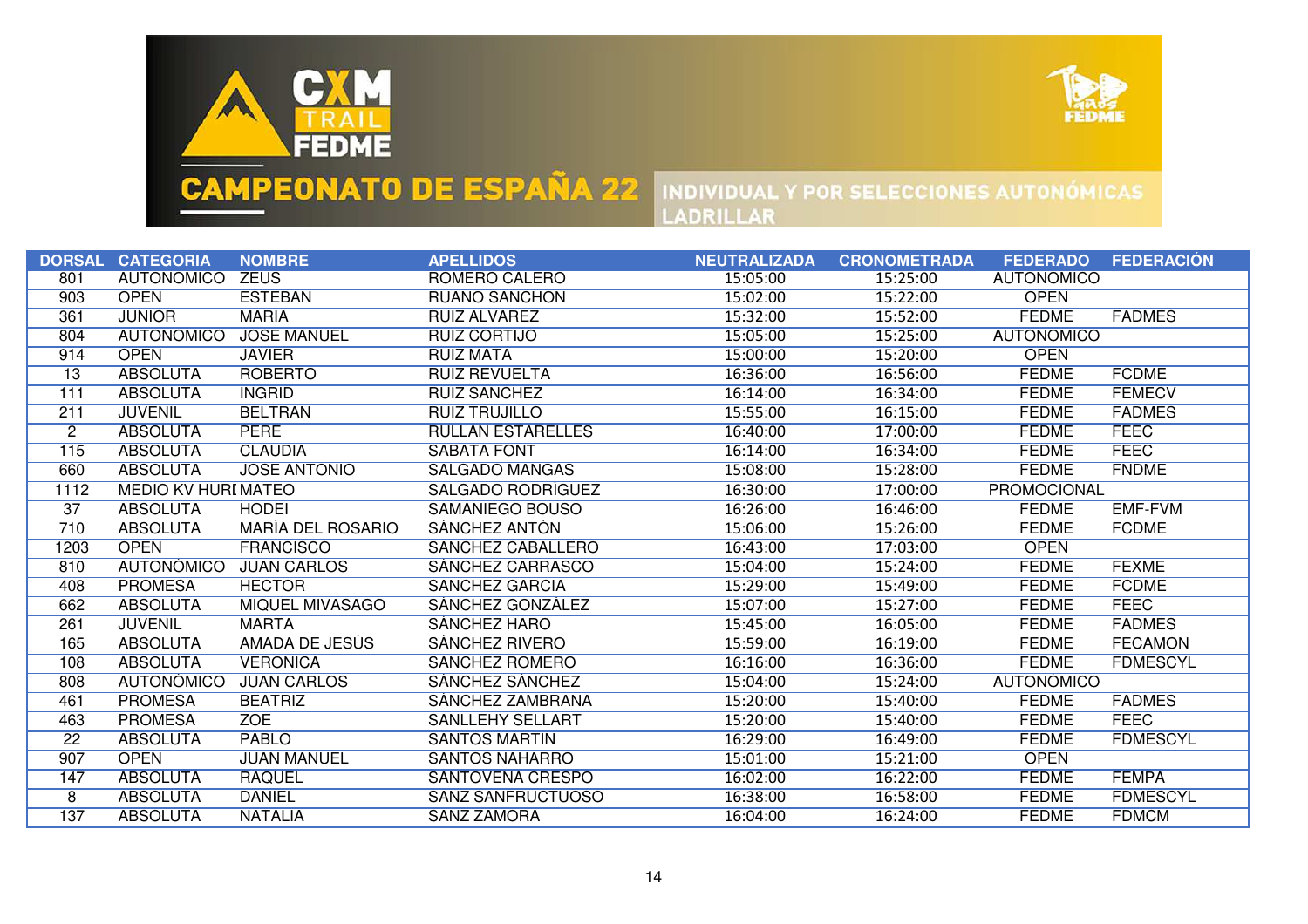# CAMPEONATO DE ESPAÑA 22

INDIVIDUAL Y POR SELECCIONES AUTONÓMICAS
LADRILLAR

| DORSAL | CATEGORIA | NOMBRE | APELLIDOS | NEUTRALIZADA | CRONOMETRADA | FEDERADO | FEDERACIÓN |
|---|---|---|---|---|---|---|---|
| 801 | AUTONOMICO | ZEUS | ROMERO CALERO | 15:05:00 | 15:25:00 | AUTONOMICO | |
| 903 | OPEN | ESTEBAN | RUANO SANCHON | 15:02:00 | 15:22:00 | OPEN | |
| 361 | JUNIOR | MARIA | RUIZ ALVAREZ | 15:32:00 | 15:52:00 | FEDME | FADMES |
| 804 | AUTONOMICO | JOSE MANUEL | RUIZ CORTIJO | 15:05:00 | 15:25:00 | AUTONOMICO | |
| 914 | OPEN | JAVIER | RUIZ MATA | 15:00:00 | 15:20:00 | OPEN | |
| 13 | ABSOLUTA | ROBERTO | RUIZ REVUELTA | 16:36:00 | 16:56:00 | FEDME | FCDME |
| 111 | ABSOLUTA | INGRID | RUIZ SANCHEZ | 16:14:00 | 16:34:00 | FEDME | FEMECV |
| 211 | JUVENIL | BELTRAN | RUIZ TRUJILLO | 15:55:00 | 16:15:00 | FEDME | FADMES |
| 2 | ABSOLUTA | PERE | RULLAN ESTARELLES | 16:40:00 | 17:00:00 | FEDME | FEEC |
| 115 | ABSOLUTA | CLAUDIA | SABATA FONT | 16:14:00 | 16:34:00 | FEDME | FEEC |
| 660 | ABSOLUTA | JOSE ANTONIO | SALGADO MANGAS | 15:08:00 | 15:28:00 | FEDME | FNDME |
| 1112 | MEDIO KV HURI | MATEO | SALGADO RODRÍGUEZ | 16:30:00 | 17:00:00 | PROMOCIONAL | |
| 37 | ABSOLUTA | HODEI | SAMANIEGO BOUSO | 16:26:00 | 16:46:00 | FEDME | EMF-FVM |
| 710 | ABSOLUTA | MARÍA DEL ROSARIO | SÁNCHEZ ANTÓN | 15:06:00 | 15:26:00 | FEDME | FCDME |
| 1203 | OPEN | FRANCISCO | SANCHEZ CABALLERO | 16:43:00 | 17:03:00 | OPEN | |
| 810 | AUTONÓMICO | JUAN CARLOS | SÁNCHEZ CARRASCO | 15:04:00 | 15:24:00 | FEDME | FEXME |
| 408 | PROMESA | HECTOR | SANCHEZ GARCIA | 15:29:00 | 15:49:00 | FEDME | FCDME |
| 662 | ABSOLUTA | MIQUEL MIVASAGO | SÁNCHEZ GONZÁLEZ | 15:07:00 | 15:27:00 | FEDME | FEEC |
| 261 | JUVENIL | MARTA | SÁNCHEZ HARO | 15:45:00 | 16:05:00 | FEDME | FADMES |
| 165 | ABSOLUTA | AMADA DE JESÚS | SÁNCHEZ RIVERO | 15:59:00 | 16:19:00 | FEDME | FECAMON |
| 108 | ABSOLUTA | VERONICA | SANCHEZ ROMERO | 16:16:00 | 16:36:00 | FEDME | FDMESCYL |
| 808 | AUTONÓMICO | JUAN CARLOS | SÁNCHEZ SÁNCHEZ | 15:04:00 | 15:24:00 | AUTONÓMICO | |
| 461 | PROMESA | BEATRIZ | SÁNCHEZ ZAMBRANA | 15:20:00 | 15:40:00 | FEDME | FADMES |
| 463 | PROMESA | ZOE | SANLLEHY SELLART | 15:20:00 | 15:40:00 | FEDME | FEEC |
| 22 | ABSOLUTA | PABLO | SANTOS MARTIN | 16:29:00 | 16:49:00 | FEDME | FDMESCYL |
| 907 | OPEN | JUAN MANUEL | SANTOS NAHARRO | 15:01:00 | 15:21:00 | OPEN | |
| 147 | ABSOLUTA | RAQUEL | SANTOVEÑA CRESPO | 16:02:00 | 16:22:00 | FEDME | FEMPA |
| 8 | ABSOLUTA | DANIEL | SANZ SANFRUCTUOSO | 16:38:00 | 16:58:00 | FEDME | FDMESCYL |
| 137 | ABSOLUTA | NATALIA | SANZ ZAMORA | 16:04:00 | 16:24:00 | FEDME | FDMCM |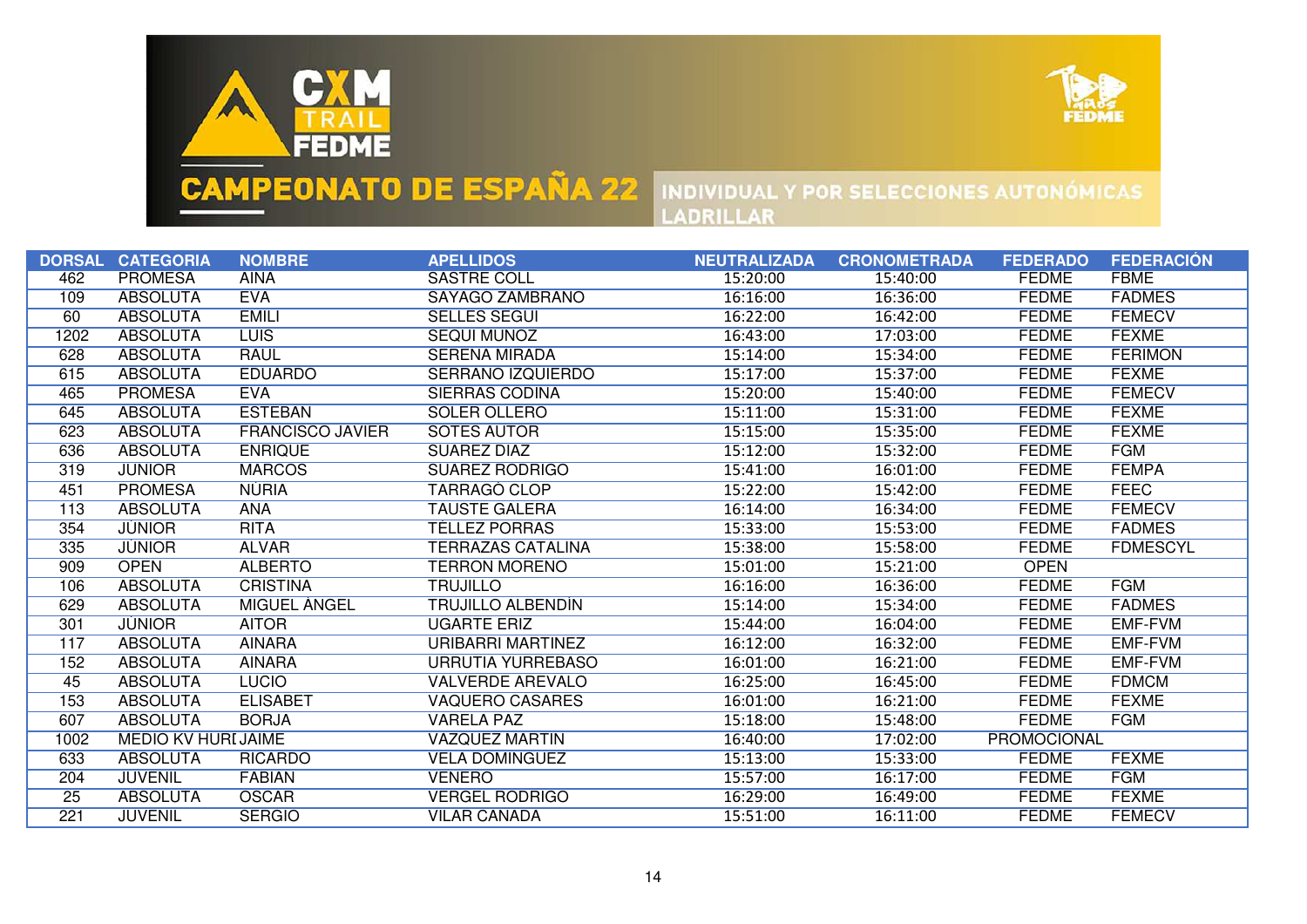# CAMPEONATO DE ESPAÑA 22

INDIVIDUAL Y POR SELECCIONES AUTONÓMICAS
LADRILLAR

| DORSAL | CATEGORIA | NOMBRE | APELLIDOS | NEUTRALIZADA | CRONOMETRADA | FEDERADO | FEDERACIÓN |
|---|---|---|---|---|---|---|---|
| 462 | PROMESA | AINA | SASTRE COLL | 15:20:00 | 15:40:00 | FEDME | FBME |
| 109 | ABSOLUTA | EVA | SAYAGO ZAMBRANO | 16:16:00 | 16:36:00 | FEDME | FADMES |
| 60 | ABSOLUTA | EMILI | SELLES SEGUI | 16:22:00 | 16:42:00 | FEDME | FEMECV |
| 1202 | ABSOLUTA | LUIS | SEQUI MUÑOZ | 16:43:00 | 17:03:00 | FEDME | FEXME |
| 628 | ABSOLUTA | RAUL | SERENA MIRADA | 15:14:00 | 15:34:00 | FEDME | FERIMON |
| 615 | ABSOLUTA | EDUARDO | SERRANO IZQUIERDO | 15:17:00 | 15:37:00 | FEDME | FEXME |
| 465 | PROMESA | EVA | SIERRAS CODINA | 15:20:00 | 15:40:00 | FEDME | FEMECV |
| 645 | ABSOLUTA | ESTEBAN | SOLER OLLERO | 15:11:00 | 15:31:00 | FEDME | FEXME |
| 623 | ABSOLUTA | FRANCISCO JAVIER | SOTES AUTOR | 15:15:00 | 15:35:00 | FEDME | FEXME |
| 636 | ABSOLUTA | ENRIQUE | SUAREZ DIAZ | 15:12:00 | 15:32:00 | FEDME | FGM |
| 319 | JUNIOR | MARCOS | SUAREZ RODRIGO | 15:41:00 | 16:01:00 | FEDME | FEMPA |
| 451 | PROMESA | NÚRIA | TARRAGÓ CLOP | 15:22:00 | 15:42:00 | FEDME | FEEC |
| 113 | ABSOLUTA | ANA | TAUSTE GALERA | 16:14:00 | 16:34:00 | FEDME | FEMECV |
| 354 | JÚNIOR | RITA | TÉLLEZ PORRAS | 15:33:00 | 15:53:00 | FEDME | FADMES |
| 335 | JÚNIOR | ALVAR | TERRAZAS CATALINA | 15:38:00 | 15:58:00 | FEDME | FDMESCYL |
| 909 | OPEN | ALBERTO | TERRON MORENO | 15:01:00 | 15:21:00 | OPEN | |
| 106 | ABSOLUTA | CRISTINA | TRUJILLO | 16:16:00 | 16:36:00 | FEDME | FGM |
| 629 | ABSOLUTA | MIGUEL ÁNGEL | TRUJILLO ALBENDÍN | 15:14:00 | 15:34:00 | FEDME | FADMES |
| 301 | JÚNIOR | AITOR | UGARTE ERIZ | 15:44:00 | 16:04:00 | FEDME | EMF-FVM |
| 117 | ABSOLUTA | AINARA | URIBARRI MARTINEZ | 16:12:00 | 16:32:00 | FEDME | EMF-FVM |
| 152 | ABSOLUTA | AINARA | URRUTIA YURREBASO | 16:01:00 | 16:21:00 | FEDME | EMF-FVM |
| 45 | ABSOLUTA | LUCIO | VALVERDE AREVALO | 16:25:00 | 16:45:00 | FEDME | FDMCM |
| 153 | ABSOLUTA | ELISABET | VAQUERO CASARES | 16:01:00 | 16:21:00 | FEDME | FEXME |
| 607 | ABSOLUTA | BORJA | VARELA PAZ | 15:18:00 | 15:48:00 | FEDME | FGM |
| 1002 | MEDIO KV HURI | JAIME | VAZQUEZ MARTIN | 16:40:00 | 17:02:00 | PROMOCIONAL | |
| 633 | ABSOLUTA | RICARDO | VELA DOMINGUEZ | 15:13:00 | 15:33:00 | FEDME | FEXME |
| 204 | JUVENIL | FABIAN | VENERO | 15:57:00 | 16:17:00 | FEDME | FGM |
| 25 | ABSOLUTA | OSCAR | VERGEL RODRIGO | 16:29:00 | 16:49:00 | FEDME | FEXME |
| 221 | JUVENIL | SERGIO | VILAR CANADA | 15:51:00 | 16:11:00 | FEDME | FEMECV |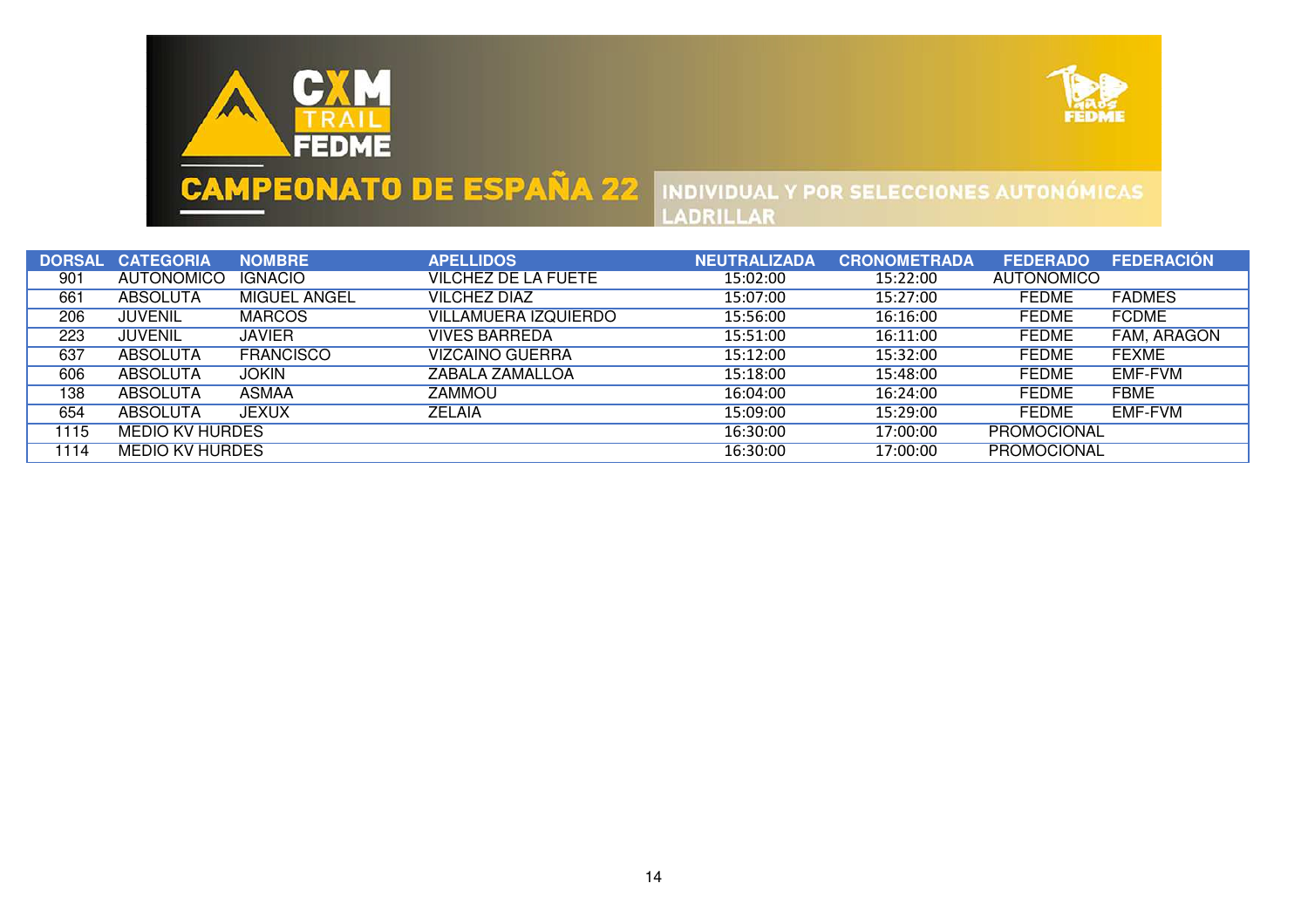# CAMPEONATO DE ESPAÑA 22

INDIVIDUAL Y POR SELECCIONES AUTONÓMICAS

LADRILLAR

| DORSAL | CATEGORIA | NOMBRE | APELLIDOS | NEUTRALIZADA | CRONOMETRADA | FEDERADO | FEDERACIÓN |
|---|---|---|---|---|---|---|---|
| 901 | AUTONOMICO | IGNACIO | VILCHEZ DE LA FUETE | 15:02:00 | 15:22:00 | AUTONOMICO | |
| 661 | ABSOLUTA | MIGUEL ANGEL | VILCHEZ DIAZ | 15:07:00 | 15:27:00 | FEDME | FADMES |
| 206 | JUVENIL | MARCOS | VILLAMUERA IZQUIERDO | 15:56:00 | 16:16:00 | FEDME | FCDME |
| 223 | JUVENIL | JAVIER | VIVES BARREDA | 15:51:00 | 16:11:00 | FEDME | FAM, ARAGON |
| 637 | ABSOLUTA | FRANCISCO | VIZCAINO GUERRA | 15:12:00 | 15:32:00 | FEDME | FEXME |
| 606 | ABSOLUTA | JOKIN | ZABALA ZAMALLOA | 15:18:00 | 15:48:00 | FEDME | EMF-FVM |
| 138 | ABSOLUTA | ASMAA | ZAMMOU | 16:04:00 | 16:24:00 | FEDME | FBME |
| 654 | ABSOLUTA | JEXUX | ZELAIA | 15:09:00 | 15:29:00 | FEDME | EMF-FVM |
| 1115 | MEDIO KV HURDES | | | 16:30:00 | 17:00:00 | PROMOCIONAL | |
| 1114 | MEDIO KV HURDES | | | 16:30:00 | 17:00:00 | PROMOCIONAL | |